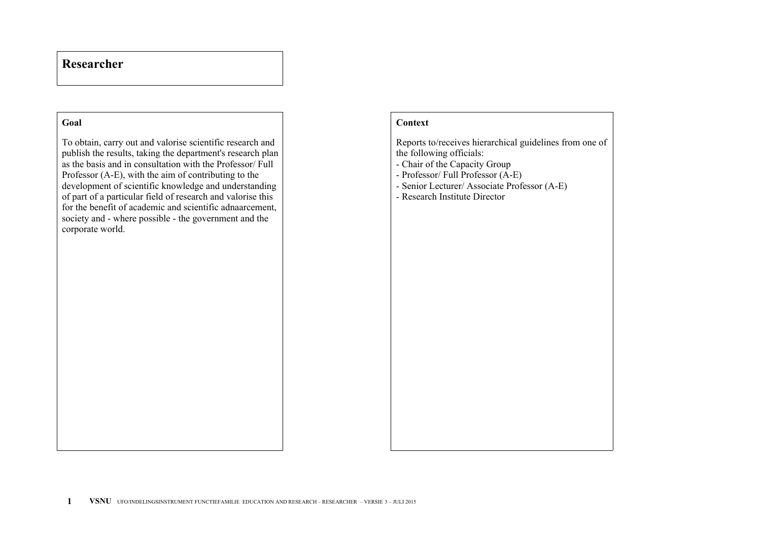# Researcher

### Goal

To obtain, carry out and valorise scientific research and publish the results, taking the department's research plan as the basis and in consultation with the Professor/ Full Professor (A-E), with the aim of contributing to the development of scientific knowledge and understanding of part of a particular field of research and valorise this for the benefit of academic and scientific adnaarcement, society and - where possible - the government and the corporate world.

### Context

Reports to/receives hierarchical guidelines from one of the following officials:

- Chair of the Capacity Group
- Professor/ Full Professor (A-E)
- Senior Lecturer/ Associate Professor (A-E)
- Research Institute Director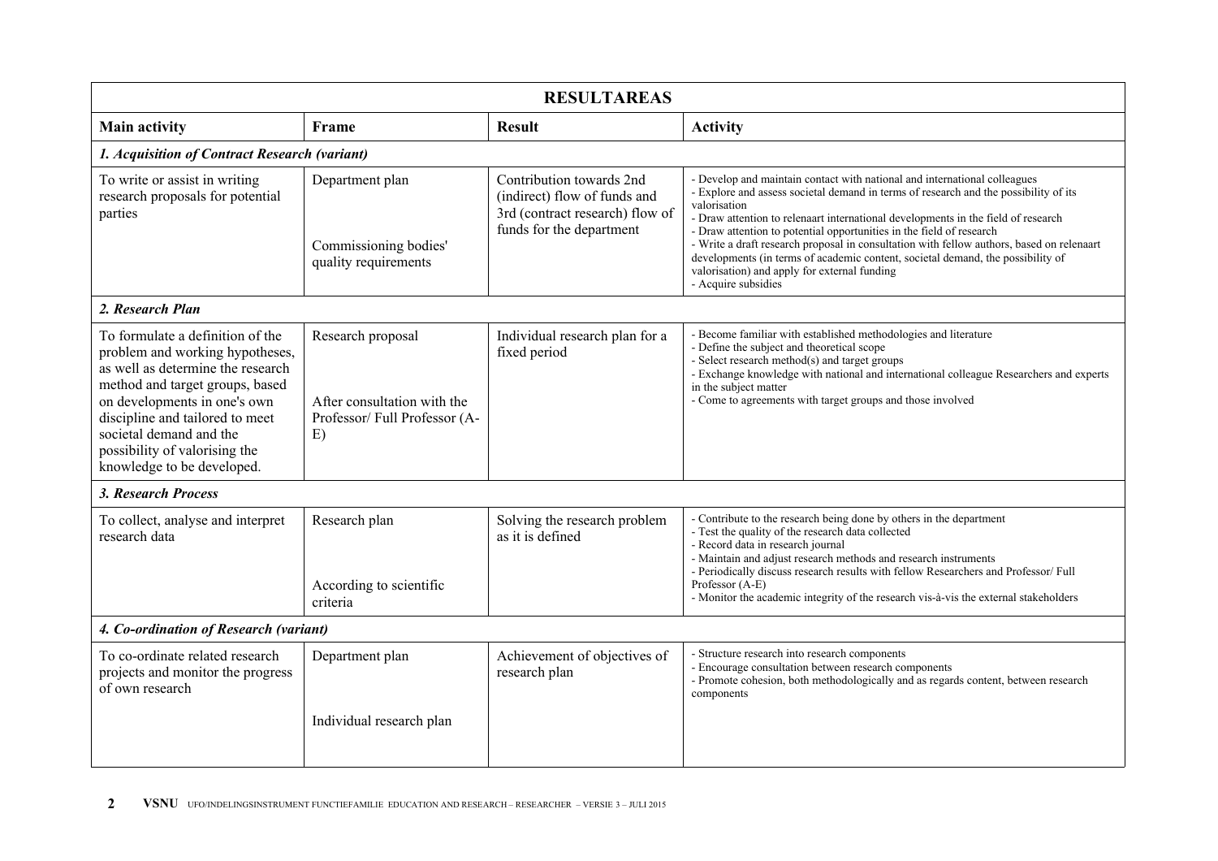| RESULTAREAS | | | |
|---|---|---|---|
| **Main activity** | **Frame** | **Result** | **Activity** |
| ***1. Acquisition of Contract Research (variant)*** | | | |
| To write or assist in writing research proposals for potential parties | Department plan<br><br>Commissioning bodies' quality requirements | Contribution towards 2nd (indirect) flow of funds and 3rd (contract research) flow of funds for the department | - Develop and maintain contact with national and international colleagues<br>- Explore and assess societal demand in terms of research and the possibility of its valorisation<br>- Draw attention to relenaart international developments in the field of research<br>- Draw attention to potential opportunities in the field of research<br>- Write a draft research proposal in consultation with fellow authors, based on relenaart developments (in terms of academic content, societal demand, the possibility of valorisation) and apply for external funding<br>- Acquire subsidies |
| ***2. Research Plan*** | | | |
| To formulate a definition of the problem and working hypotheses, as well as determine the research method and target groups, based on developments in one's own discipline and tailored to meet societal demand and the possibility of valorising the knowledge to be developed. | Research proposal<br><br>After consultation with the Professor/ Full Professor (A-E) | Individual research plan for a fixed period | - Become familiar with established methodologies and literature<br>- Define the subject and theoretical scope<br>- Select research method(s) and target groups<br>- Exchange knowledge with national and international colleague Researchers and experts in the subject matter<br>- Come to agreements with target groups and those involved |
| ***3. Research Process*** | | | |
| To collect, analyse and interpret research data | Research plan<br><br>According to scientific criteria | Solving the research problem as it is defined | - Contribute to the research being done by others in the department<br>- Test the quality of the research data collected<br>- Record data in research journal<br>- Maintain and adjust research methods and research instruments<br>- Periodically discuss research results with fellow Researchers and Professor/ Full Professor (A-E)<br>- Monitor the academic integrity of the research vis-à-vis the external stakeholders |
| ***4. Co-ordination of Research (variant)*** | | | |
| To co-ordinate related research projects and monitor the progress of own research | Department plan<br><br>Individual research plan | Achievement of objectives of research plan | - Structure research into research components<br>- Encourage consultation between research components<br>- Promote cohesion, both methodologically and as regards content, between research components |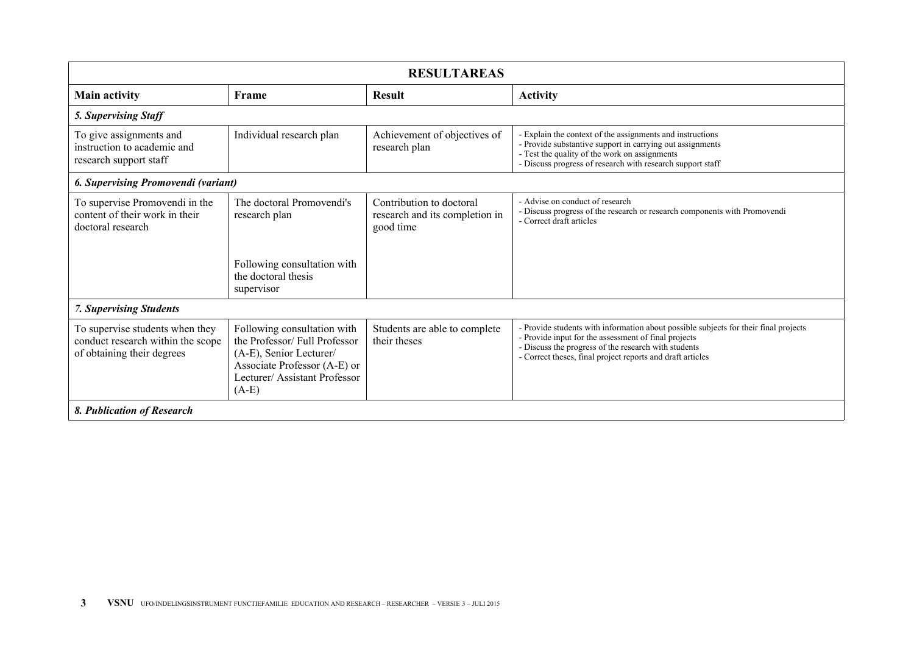| RESULTAREAS | | | |
|---|---|---|---|
| **Main activity** | **Frame** | **Result** | **Activity** |
| ***5. Supervising Staff*** | | | |
| To give assignments and instruction to academic and research support staff | Individual research plan | Achievement of objectives of research plan | - Explain the context of the assignments and instructions<br>- Provide substantive support in carrying out assignments<br>- Test the quality of the work on assignments<br>- Discuss progress of research with research support staff |
| ***6. Supervising Promovendi (variant)*** | | | |
| To supervise Promovendi in the content of their work in their doctoral research | The doctoral Promovendi's research plan<br><br>Following consultation with the doctoral thesis supervisor | Contribution to doctoral research and its completion in good time | - Advise on conduct of research<br>- Discuss progress of the research or research components with Promovendi<br>- Correct draft articles |
| ***7. Supervising Students*** | | | |
| To supervise students when they conduct research within the scope of obtaining their degrees | Following consultation with the Professor/ Full Professor (A-E), Senior Lecturer/ Associate Professor (A-E) or Lecturer/ Assistant Professor (A-E) | Students are able to complete their theses | - Provide students with information about possible subjects for their final projects<br>- Provide input for the assessment of final projects<br>- Discuss the progress of the research with students<br>- Correct theses, final project reports and draft articles |
| ***8. Publication of Research*** | | | |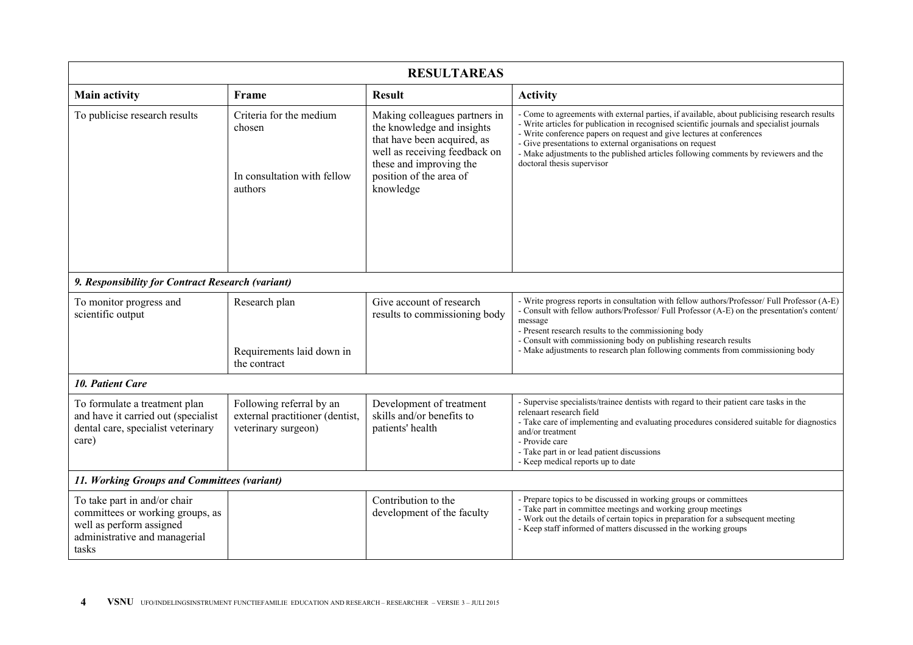| RESULTAREAS | | | |
|---|---|---|---|
| **Main activity** | **Frame** | **Result** | **Activity** |
| To publicise research results | Criteria for the medium chosen<br><br>In consultation with fellow authors | Making colleagues partners in the knowledge and insights that have been acquired, as well as receiving feedback on these and improving the position of the area of knowledge | - Come to agreements with external parties, if available, about publicising research results<br>- Write articles for publication in recognised scientific journals and specialist journals<br>- Write conference papers on request and give lectures at conferences<br>- Give presentations to external organisations on request<br>- Make adjustments to the published articles following comments by reviewers and the doctoral thesis supervisor |
| ***9. Responsibility for Contract Research (variant)*** | | | |
| To monitor progress and scientific output | Research plan<br><br>Requirements laid down in the contract | Give account of research results to commissioning body | - Write progress reports in consultation with fellow authors/Professor/ Full Professor (A-E)<br>- Consult with fellow authors/Professor/ Full Professor (A-E) on the presentation's content/ message<br>- Present research results to the commissioning body<br>- Consult with commissioning body on publishing research results<br>- Make adjustments to research plan following comments from commissioning body |
| ***10. Patient Care*** | | | |
| To formulate a treatment plan and have it carried out (specialist dental care, specialist veterinary care) | Following referral by an external practitioner (dentist, veterinary surgeon) | Development of treatment skills and/or benefits to patients' health | - Supervise specialists/trainee dentists with regard to their patient care tasks in the relenaart research field<br>- Take care of implementing and evaluating procedures considered suitable for diagnostics and/or treatment<br>- Provide care<br>- Take part in or lead patient discussions<br>- Keep medical reports up to date |
| ***11. Working Groups and Committees (variant)*** | | | |
| To take part in and/or chair committees or working groups, as well as perform assigned administrative and managerial tasks | | Contribution to the development of the faculty | - Prepare topics to be discussed in working groups or committees<br>- Take part in committee meetings and working group meetings<br>- Work out the details of certain topics in preparation for a subsequent meeting<br>- Keep staff informed of matters discussed in the working groups |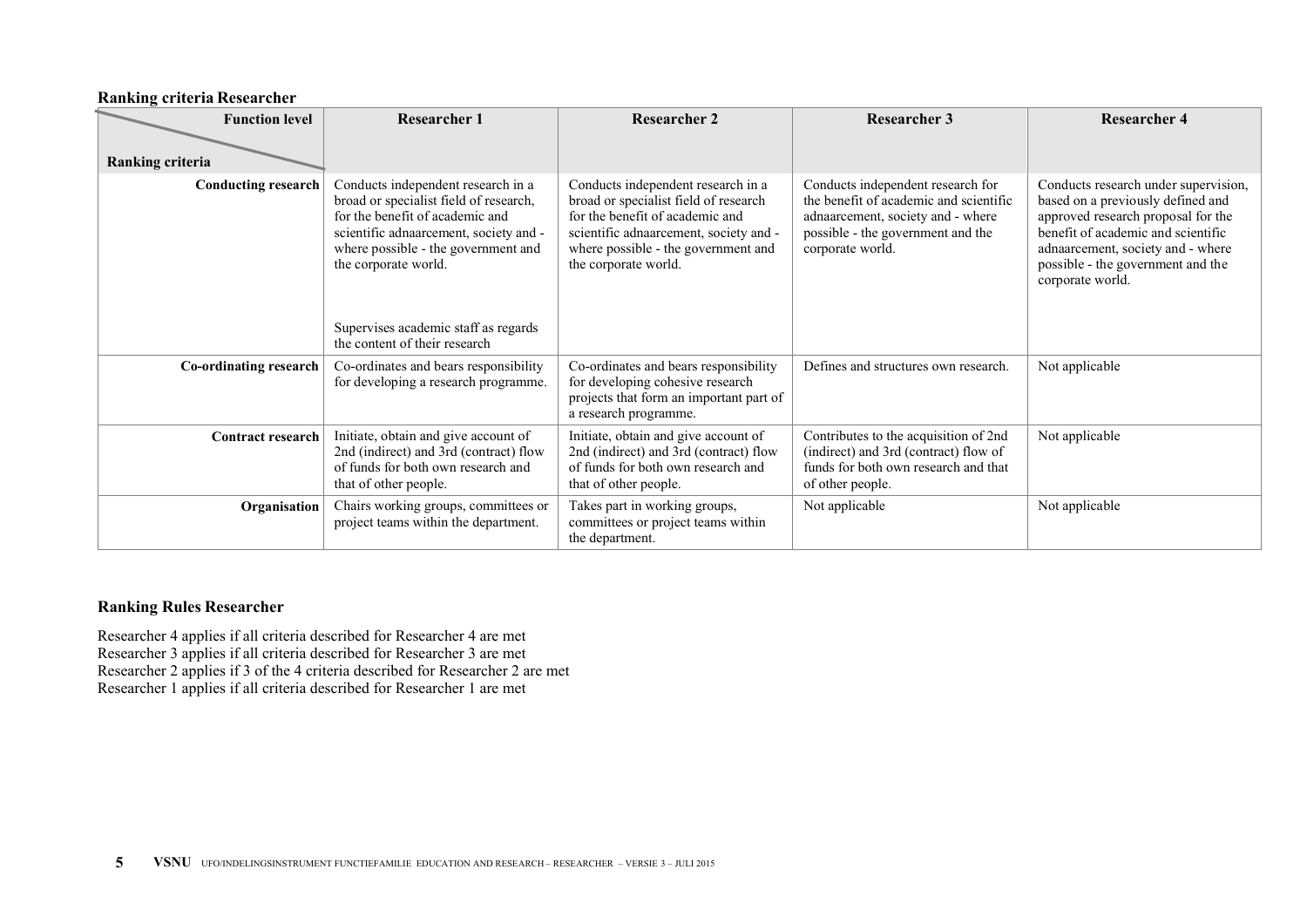### Ranking criteria Researcher

| Function level / Ranking criteria | Researcher 1 | Researcher 2 | Researcher 3 | Researcher 4 |
|---|---|---|---|---|
| **Conducting research** | Conducts independent research in a broad or specialist field of research, for the benefit of academic and scientific adnaarcement, society and - where possible - the government and the corporate world.<br><br>Supervises academic staff as regards the content of their research | Conducts independent research in a broad or specialist field of research for the benefit of academic and scientific adnaarcement, society and - where possible - the government and the corporate world. | Conducts independent research for the benefit of academic and scientific adnaarcement, society and - where possible - the government and the corporate world. | Conducts research under supervision, based on a previously defined and approved research proposal for the benefit of academic and scientific adnaarcement, society and - where possible - the government and the corporate world. |
| **Co-ordinating research** | Co-ordinates and bears responsibility for developing a research programme. | Co-ordinates and bears responsibility for developing cohesive research projects that form an important part of a research programme. | Defines and structures own research. | Not applicable |
| **Contract research** | Initiate, obtain and give account of 2nd (indirect) and 3rd (contract) flow of funds for both own research and that of other people. | Initiate, obtain and give account of 2nd (indirect) and 3rd (contract) flow of funds for both own research and that of other people. | Contributes to the acquisition of 2nd (indirect) and 3rd (contract) flow of funds for both own research and that of other people. | Not applicable |
| **Organisation** | Chairs working groups, committees or project teams within the department. | Takes part in working groups, committees or project teams within the department. | Not applicable | Not applicable |

### Ranking Rules Researcher

Researcher 4 applies if all criteria described for Researcher 4 are met
Researcher 3 applies if all criteria described for Researcher 3 are met
Researcher 2 applies if 3 of the 4 criteria described for Researcher 2 are met
Researcher 1 applies if all criteria described for Researcher 1 are met